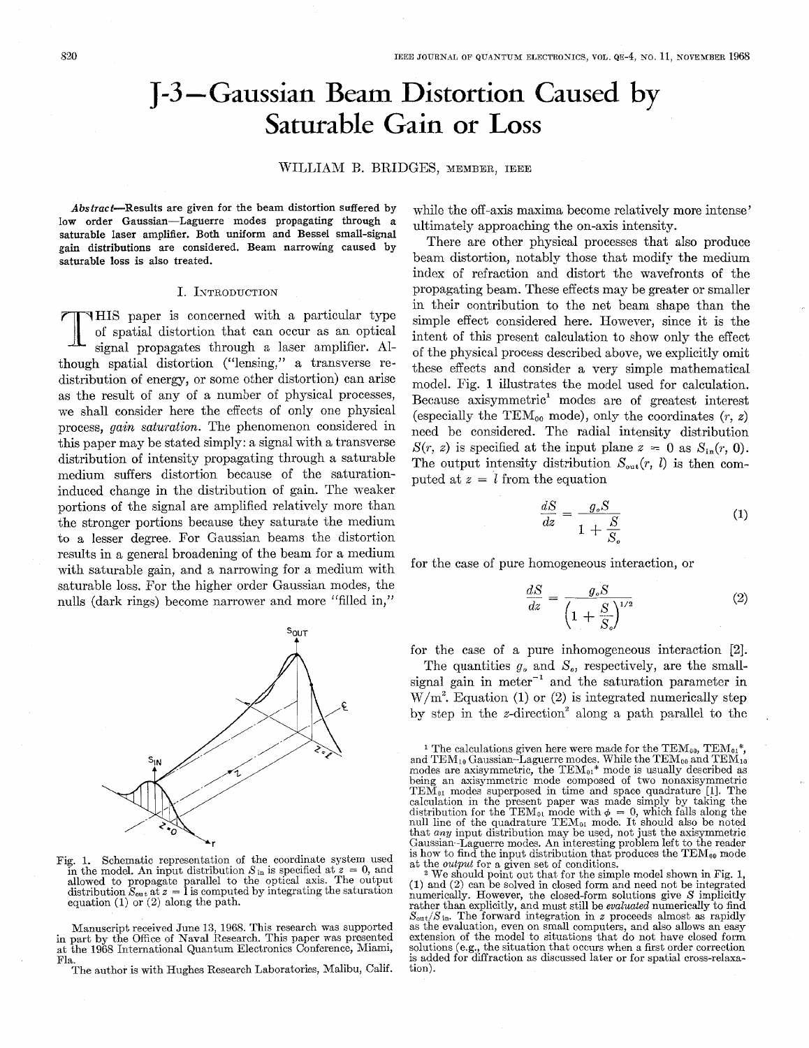# J-3—Gaussian Beam Distortion Caused by Saturable Gain or Loss

WILLIAM B. BRIDGES, MEMBER, IEEE

*Abstract*—Results are given for the beam distortion suffered by low order Gaussian—Laguerre modes propagating through a saturable laser amplifier. Both uniform and Bessel small-signal gain distributions are considered. Beam narrowing caused by saturable loss is also treated.

## I. INTRODUCTION

THIS paper is concerned with a particular type of spatial distortion that can occur as an optical signal propagates through a laser amplifier. Although spatial distortion ("lensing," a transverse redistribution of energy, or some other distortion) can arise as the result of any of a number of physical processes, we shall consider here the effects of only one physical process, *gain saturation*. The phenomenon considered in this paper may be stated simply: a signal with a transverse distribution of intensity propagating through a saturable medium suffers distortion because of the saturation-induced change in the distribution of gain. The weaker portions of the signal are amplified relatively more than the stronger portions because they saturate the medium to a lesser degree. For Gaussian beams the distortion results in a general broadening of the beam for a medium with saturable gain, and a narrowing for a medium with saturable loss. For the higher order Gaussian modes, the nulls (dark rings) become narrower and more "filled in," while the off-axis maxima become relatively more intense' ultimately approaching the on-axis intensity.

There are other physical processes that also produce beam distortion, notably those that modify the medium index of refraction and distort the wavefronts of the propagating beam. These effects may be greater or smaller in their contribution to the net beam shape than the simple effect considered here. However, since it is the intent of this present calculation to show only the effect of the physical process described above, we explicitly omit these effects and consider a very simple mathematical model. Fig. 1 illustrates the model used for calculation. Because axisymmetric[1] modes are of greatest interest (especially the $TEM_{00}$ mode), only the coordinates $(r, z)$ need be considered. The radial intensity distribution $S(r, z)$ is specified at the input plane $z = 0$ as $S_{in}(r, 0)$. The output intensity distribution $S_{out}(r, l)$ is then computed at $z = l$ from the equation

$$\frac{dS}{dz} = \frac{g_o S}{1 + \dfrac{S}{S_o}} \tag{1}$$

for the case of pure homogeneous interaction, or

$$\frac{dS}{dz} = \frac{g_o S}{\left(1 + \dfrac{S}{S_o}\right)^{1/2}} \tag{2}$$

for the case of a pure inhomogeneous interaction [2].

The quantities $g_o$ and $S_o$, respectively, are the small-signal gain in meter$^{-1}$ and the saturation parameter in W/m$^2$. Equation (1) or (2) is integrated numerically step by step in the $z$-direction[2] along a path parallel to the

Fig. 1. Schematic representation of the coordinate system used in the model. An input distribution $S_{in}$ is specified at $z = 0$, and allowed to propagate parallel to the optical axis. The output distribution $S_{out}$ at $z = l$ is computed by integrating the saturation equation (1) or (2) along the path.

Manuscript received June 13, 1968. This research was supported in part by the Office of Naval Research. This paper was presented at the 1968 International Quantum Electronics Conference, Miami, Fla.

The author is with Hughes Research Laboratories, Malibu, Calif.

[1] The calculations given here were made for the $TEM_{00}$, $TEM_{01}*$, and $TEM_{10}$ Gaussian–Laguerre modes. While the $TEM_{00}$ and $TEM_{10}$ modes are axisymmetric, the $TEM_{01}*$ mode is usually described as being an axisymmetric mode composed of two nonaxisymmetric $TEM_{01}$ modes superposed in time and space quadrature [1]. The calculation in the present paper was made simply by taking the distribution for the $TEM_{01}$ mode with $\phi = 0$, which falls along the null line of the quadrature $TEM_{01}$ mode. It should also be noted that *any* input distribution may be used, not just the axisymmetric Gaussian–Laguerre modes. An interesting problem left to the reader is how to find the input distribution that produces the $TEM_{00}$ mode at the *output* for a given set of conditions.

[2] We should point out that for the simple model shown in Fig. 1, (1) and (2) can be solved in closed form and need not be integrated numerically. However, the closed-form solutions give $S$ implicitly rather than explicitly, and must still be *evaluated* numerically to find $S_{out}/S_{in}$. The forward integration in $z$ proceeds almost as rapidly as the evaluation, even on small computers, and also allows an easy extension of the model to situations that do not have closed form solutions (e.g., the situation that occurs when a first order correction is added for diffraction as discussed later or for spatial cross-relaxation).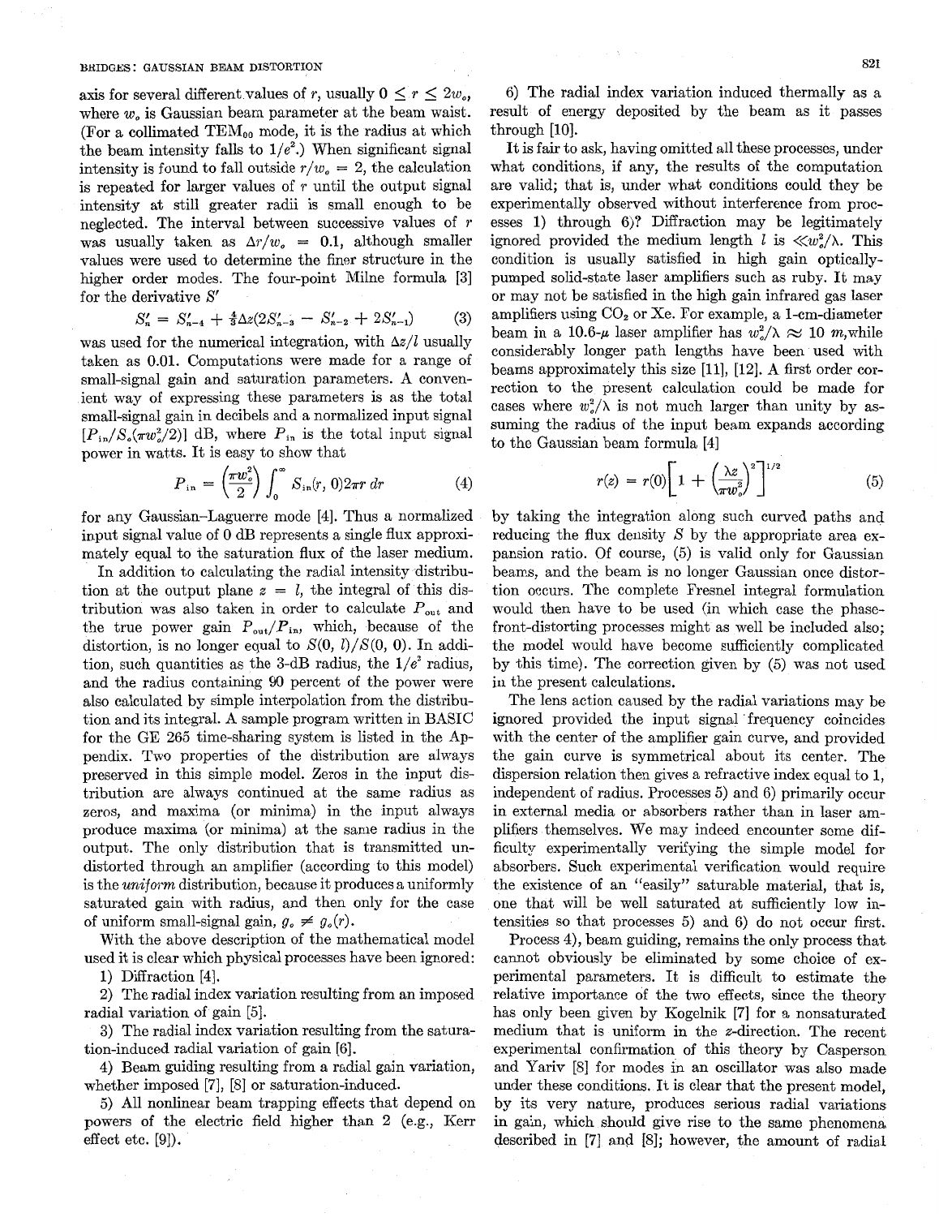axis for several different values of $r$, usually $0 \leq r \leq 2w_o$, where $w_o$ is Gaussian beam parameter at the beam waist. (For a collimated $TEM_{00}$ mode, it is the radius at which the beam intensity falls to $1/e^2$.) When significant signal intensity is found to fall outside $r/w_o = 2$, the calculation is repeated for larger values of $r$ until the output signal intensity at still greater radii is small enough to be neglected. The interval between successive values of $r$ was usually taken as $\Delta r/w_o = 0.1$, although smaller values were used to determine the finer structure in the higher order modes. The four-point Milne formula [3] for the derivative $S'$

$$S_n' = S_{n-4}' + \tfrac{4}{3}\Delta z(2S_{n-3}' - S_{n-2}' + 2S_{n-1}') \tag{3}$$

was used for the numerical integration, with $\Delta z/l$ usually taken as 0.01. Computations were made for a range of small-signal gain and saturation parameters. A convenient way of expressing these parameters is as the total small-signal gain in decibels and a normalized input signal $[P_{in}/S_o(\pi w_o^2/2)]$ dB, where $P_{in}$ is the total input signal power in watts. It is easy to show that

$$P_{in} = \left(\frac{\pi w_o^2}{2}\right)\int_0^\infty S_{in}(r, 0)2\pi r\, dr \tag{4}$$

for any Gaussian–Laguerre mode [4]. Thus a normalized input signal value of 0 dB represents a single flux approximately equal to the saturation flux of the laser medium.

In addition to calculating the radial intensity distribution at the output plane $z = l$, the integral of this distribution was also taken in order to calculate $P_{out}$ and the true power gain $P_{out}/P_{in}$, which, because of the distortion, is no longer equal to $S(0, l)/S(0, 0)$. In addition, such quantities as the 3-dB radius, the $1/e^2$ radius, and the radius containing 90 percent of the power were also calculated by simple interpolation from the distribution and its integral. A sample program written in BASIC for the GE 265 time-sharing system is listed in the Appendix. Two properties of the distribution are always preserved in this simple model. Zeros in the input distribution are always continued at the same radius as zeros, and maxima (or minima) in the input always produce maxima (or minima) at the same radius in the output. The only distribution that is transmitted undistorted through an amplifier (according to this model) is the *uniform* distribution, because it produces a uniformly saturated gain with radius, and then only for the case of uniform small-signal gain, $g_o \neq g_o(r)$.

With the above description of the mathematical model used it is clear which physical processes have been ignored:

1) Diffraction [4].

2) The radial index variation resulting from an imposed radial variation of gain [5].

3) The radial index variation resulting from the saturation-induced radial variation of gain [6].

4) Beam guiding resulting from a radial gain variation, whether imposed [7], [8] or saturation-induced.

5) All nonlinear beam trapping effects that depend on powers of the electric field higher than 2 (e.g., Kerr effect etc. [9]).

6) The radial index variation induced thermally as a result of energy deposited by the beam as it passes through [10].

It is fair to ask, having omitted all these processes, under what conditions, if any, the results of the computation are valid; that is, under what conditions could they be experimentally observed without interference from processes 1) through 6)? Diffraction may be legitimately ignored provided the medium length $l$ is $\ll w_o^2/\lambda$. This condition is usually satisfied in high gain optically-pumped solid-state laser amplifiers such as ruby. It may or may not be satisfied in the high gain infrared gas laser amplifiers using $CO_2$ or Xe. For example, a 1-cm-diameter beam in a 10.6-$\mu$ laser amplifier has $w_o^2/\lambda \approx 10$ m, while considerably longer path lengths have been used with beams approximately this size [11], [12]. A first order correction to the present calculation could be made for cases where $w_o^2/\lambda$ is not much larger than unity by assuming the radius of the input beam expands according to the Gaussian beam formula [4]

$$r(z) = r(0)\left[1 + \left(\frac{\lambda z}{\pi w_o^2}\right)^2\right]^{1/2} \tag{5}$$

by taking the integration along such curved paths and reducing the flux density $S$ by the appropriate area expansion ratio. Of course, (5) is valid only for Gaussian beams, and the beam is no longer Gaussian once distortion occurs. The complete Fresnel integral formulation would then have to be used (in which case the phase-front-distorting processes might as well be included also; the model would have become sufficiently complicated by this time). The correction given by (5) was not used in the present calculations.

The lens action caused by the radial variations may be ignored provided the input signal frequency coincides with the center of the amplifier gain curve, and provided the gain curve is symmetrical about its center. The dispersion relation then gives a refractive index equal to 1, independent of radius. Processes 5) and 6) primarily occur in external media or absorbers rather than in laser amplifiers themselves. We may indeed encounter some difficulty experimentally verifying the simple model for absorbers. Such experimental verification would require the existence of an "easily" saturable material, that is, one that will be well saturated at sufficiently low intensities so that processes 5) and 6) do not occur first.

Process 4), beam guiding, remains the only process that cannot obviously be eliminated by some choice of experimental parameters. It is difficult to estimate the relative importance of the two effects, since the theory has only been given by Kogelnik [7] for a nonsaturated medium that is uniform in the $z$-direction. The recent experimental confirmation of this theory by Casperson and Yariv [8] for modes in an oscillator was also made under these conditions. It is clear that the present model, by its very nature, produces serious radial variations in gain, which should give rise to the same phenomena described in [7] and [8]; however, the amount of radial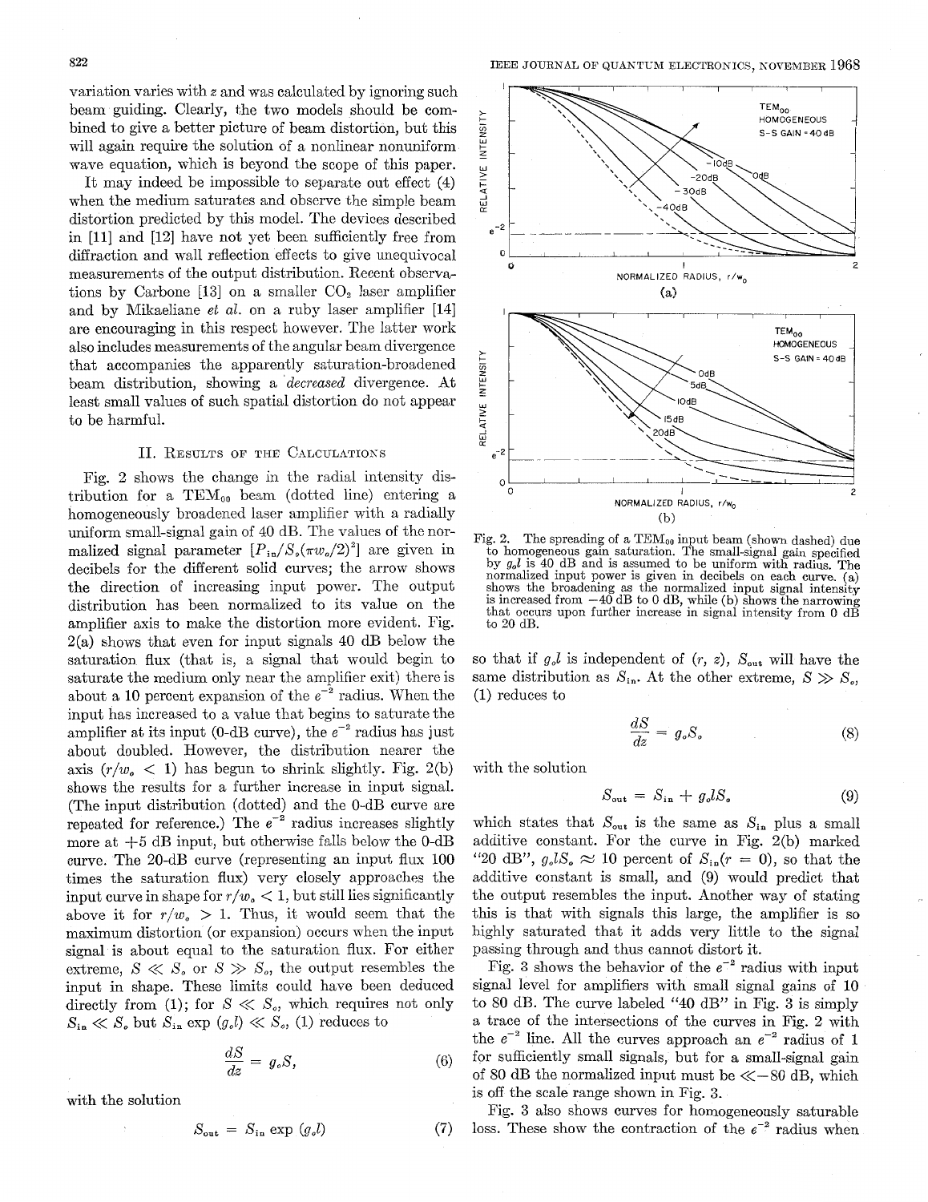variation varies with $z$ and was calculated by ignoring such beam guiding. Clearly, the two models should be combined to give a better picture of beam distortion, but this will again require the solution of a nonlinear nonuniform wave equation, which is beyond the scope of this paper.

It may indeed be impossible to separate out effect (4) when the medium saturates and observe the simple beam distortion predicted by this model. The devices described in [11] and [12] have not yet been sufficiently free from diffraction and wall reflection effects to give unequivocal measurements of the output distribution. Recent observations by Carbone [13] on a smaller $CO_2$ laser amplifier and by Mikaeliane *et al.* on a ruby laser amplifier [14] are encouraging in this respect however. The latter work also includes measurements of the angular beam divergence that accompanies the apparently saturation-broadened beam distribution, showing a *decreased* divergence. At least small values of such spatial distortion do not appear to be harmful.

## II. Results of the Calculations

Fig. 2 shows the change in the radial intensity distribution for a $TEM_{00}$ beam (dotted line) entering a homogeneously broadened laser amplifier with a radially uniform small-signal gain of 40 dB. The values of the normalized signal parameter $[P_{in}/S_o(\pi w_o/2)^2]$ are given in decibels for the different solid curves; the arrow shows the direction of increasing input power. The output distribution has been normalized to its value on the amplifier axis to make the distortion more evident. Fig. 2(a) shows that even for input signals 40 dB below the saturation flux (that is, a signal that would begin to saturate the medium only near the amplifier exit) there is about a 10 percent expansion of the $e^{-2}$ radius. When the input has increased to a value that begins to saturate the amplifier at its input (0-dB curve), the $e^{-2}$ radius has just about doubled. However, the distribution nearer the axis ($r/w_o < 1$) has begun to shrink slightly. Fig. 2(b) shows the results for a further increase in input signal. (The input distribution (dotted) and the 0-dB curve are repeated for reference.) The $e^{-2}$ radius increases slightly more at +5 dB input, but otherwise falls below the 0-dB curve. The 20-dB curve (representing an input flux 100 times the saturation flux) very closely approaches the input curve in shape for $r/w_o < 1$, but still lies significantly above it for $r/w_o > 1$. Thus, it would seem that the maximum distortion (or expansion) occurs when the input signal is about equal to the saturation flux. For either extreme, $S \ll S_o$ or $S \gg S_o$, the output resembles the input in shape. These limits could have been deduced directly from (1); for $S \ll S_o$, which requires not only $S_{in} \ll S_o$ but $S_{in} \exp(g_o l) \ll S_o$, (1) reduces to

$$\frac{dS}{dz} = g_o S, \tag{6}$$

with the solution

$$S_{out} = S_{in} \exp(g_o l) \tag{7}$$

Fig. 2. The spreading of a $TEM_{00}$ input beam (shown dashed) due to homogeneous gain saturation. The small-signal gain specified by $g_o l$ is 40 dB and is assumed to be uniform with radius. The normalized input power is given in decibels on each curve. (a) shows the broadening as the normalized input signal intensity is increased from −40 dB to 0 dB, while (b) shows the narrowing that occurs upon further increase in signal intensity from 0 dB to 20 dB.

so that if $g_o l$ is independent of $(r, z)$, $S_{out}$ will have the same distribution as $S_{in}$. At the other extreme, $S \gg S_o$, (1) reduces to

$$\frac{dS}{dz} = g_o S_o \tag{8}$$

with the solution

$$S_{out} = S_{in} + g_o l S_o \tag{9}$$

which states that $S_{out}$ is the same as $S_{in}$ plus a small additive constant. For the curve in Fig. 2(b) marked "20 dB", $g_o l S_o \approx 10$ percent of $S_{in}(r = 0)$, so that the additive constant is small, and (9) would predict that the output resembles the input. Another way of stating this is that with signals this large, the amplifier is so highly saturated that it adds very little to the signal passing through and thus cannot distort it.

Fig. 3 shows the behavior of the $e^{-2}$ radius with input signal level for amplifiers with small signal gains of 10 to 80 dB. The curve labeled "40 dB" in Fig. 3 is simply a trace of the intersections of the curves in Fig. 2 with the $e^{-2}$ line. All the curves approach an $e^{-2}$ radius of 1 for sufficiently small signals, but for a small-signal gain of 80 dB the normalized input must be $\ll -80$ dB, which is off the scale range shown in Fig. 3.

Fig. 3 also shows curves for homogeneously saturable loss. These show the contraction of the $e^{-2}$ radius when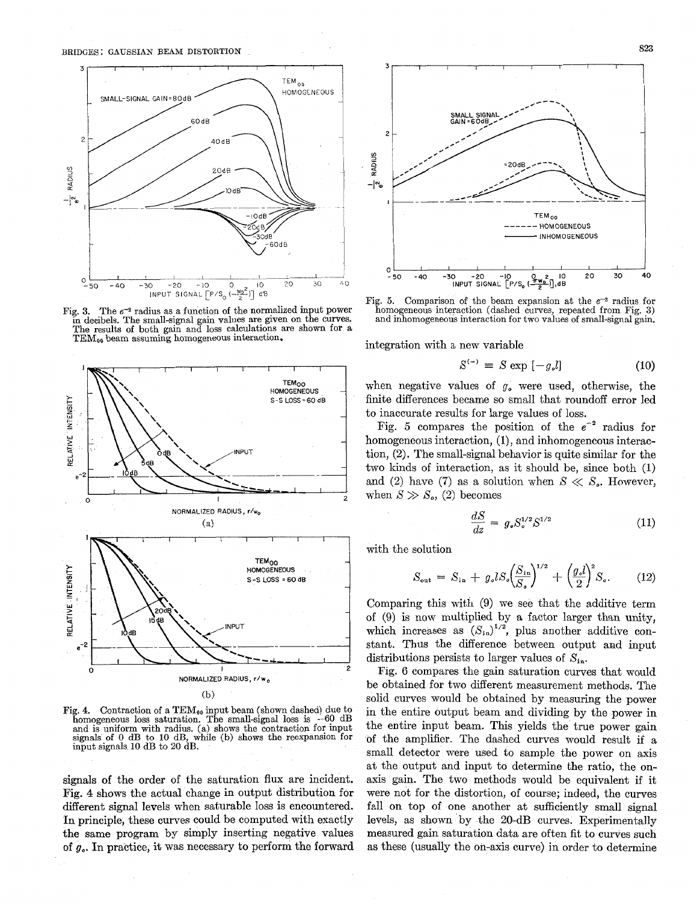Fig. 3. The $e^{-2}$ radius as a function of the normalized input power in decibels. The small-signal gain values are given on the curves. The results of both gain and loss calculations are shown for a $\text{TEM}_{00}$ beam assuming homogeneous interaction.

Fig. 4. Contraction of a $\text{TEM}_{00}$ input beam (shown dashed) due to homogeneous loss saturation. The small-signal loss is $-60$ dB and is uniform with radius. (a) shows the contraction for input signals of 0 dB to 10 dB, while (b) shows the reexpansion for input signals 10 dB to 20 dB.

signals of the order of the saturation flux are incident. Fig. 4 shows the actual change in output distribution for different signal levels when saturable loss is encountered. In principle, these curves could be computed with exactly the same program by simply inserting negative values of $g_o$. In practice, it was necessary to perform the forward integration with a new variable

$$S^{(-)} \equiv S \exp\left[-g_o l\right] \tag{10}$$

when negative values of $g_o$ were used, otherwise, the finite differences became so small that roundoff error led to inaccurate results for large values of loss.

Fig. 5 compares the position of the $e^{-2}$ radius for homogeneous interaction, (1), and inhomogeneous interaction, (2). The small-signal behavior is quite similar for the two kinds of interaction, as it should be, since both (1) and (2) have (7) as a solution when $S \ll S_o$. However, when $S \gg S_o$, (2) becomes

$$\frac{dS}{dz} = g_o S_o^{1/2} S^{1/2} \tag{11}$$

with the solution

$$S_{\text{out}} = S_{\text{in}} + g_o l S_o \left(\frac{S_{\text{in}}}{S_o}\right)^{1/2} + \left(\frac{g_o l}{2}\right)^2 S_o. \tag{12}$$

Comparing this with (9) we see that the additive term of (9) is now multiplied by a factor larger than unity, which increases as $(S_{\text{in}})^{1/2}$, plus another additive constant. Thus the difference between output and input distributions persists to larger values of $S_{\text{in}}$.

Fig. 5. Comparison of the beam expansion at the $e^{-2}$ radius for homogeneous interaction (dashed curves, repeated from Fig. 3) and inhomogeneous interaction for two values of small-signal gain.

Fig. 6 compares the gain saturation curves that would be obtained for two different measurement methods. The solid curves would be obtained by measuring the power in the entire output beam and dividing by the power in the entire input beam. This yields the true power gain of the amplifier. The dashed curves would result if a small detector were used to sample the power on axis at the output and input to determine the ratio, the on-axis gain. The two methods would be equivalent if it were not for the distortion, of course; indeed, the curves fall on top of one another at sufficiently small signal levels, as shown by the 20-dB curves. Experimentally measured gain saturation data are often fit to curves such as these (usually the on-axis curve) in order to determine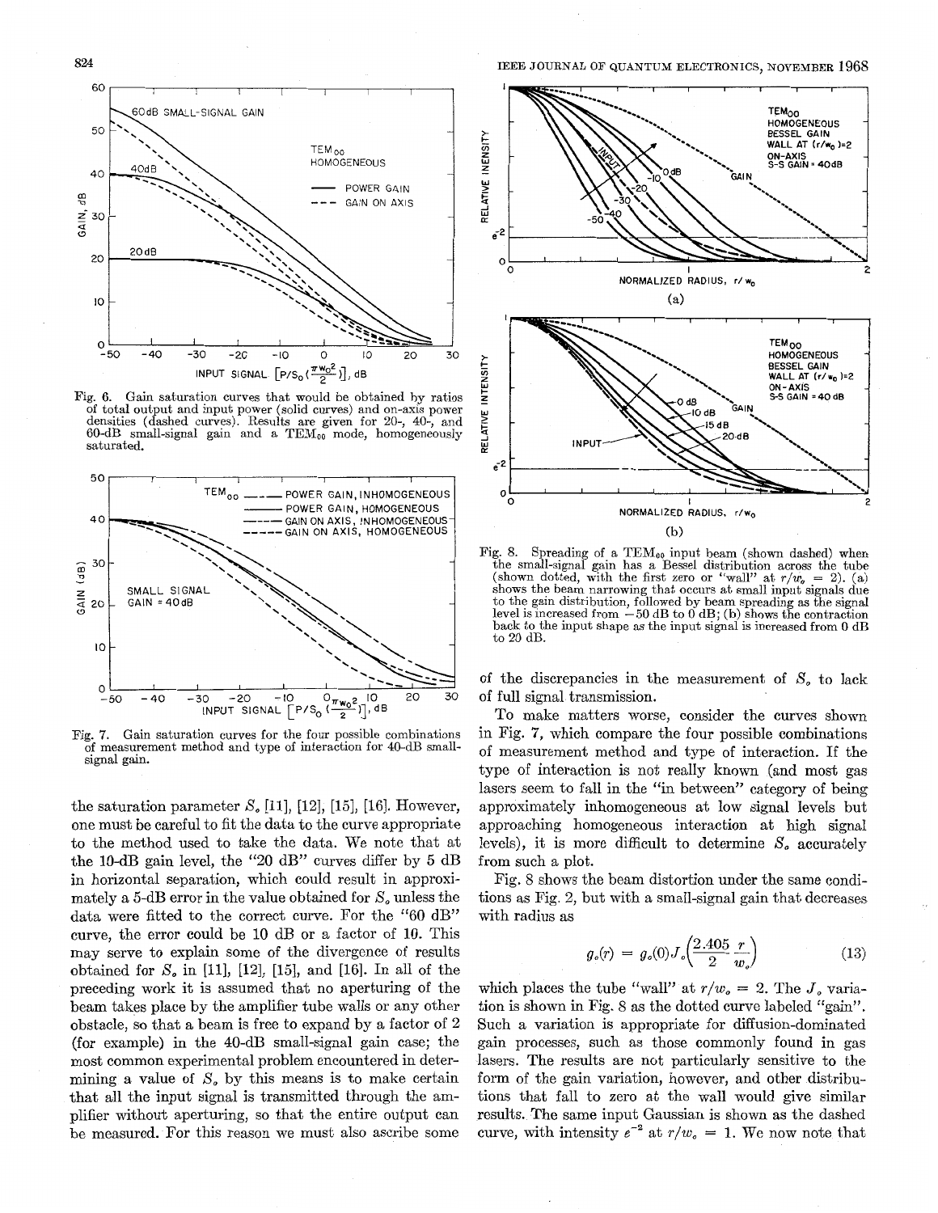Fig. 6. Gain saturation curves that would be obtained by ratios of total output and input power (solid curves) and on-axis power densities (dashed curves). Results are given for 20-, 40-, and 60-dB small-signal gain and a $TEM_{00}$ mode, homogeneously saturated.

Fig. 7. Gain saturation curves for the four possible combinations of measurement method and type of interaction for 40-dB small-signal gain.

the saturation parameter $S_o$ [11], [12], [15], [16]. However, one must be careful to fit the data to the curve appropriate to the method used to take the data. We note that at the 10-dB gain level, the "20 dB" curves differ by 5 dB in horizontal separation, which could result in approximately a 5-dB error in the value obtained for $S_o$ unless the data were fitted to the correct curve. For the "60 dB" curve, the error could be 10 dB or a factor of 10. This may serve to explain some of the divergence of results obtained for $S_o$ in [11], [12], [15], and [16]. In all of the preceding work it is assumed that no aperturing of the beam takes place by the amplifier tube walls or any other obstacle, so that a beam is free to expand by a factor of 2 (for example) in the 40-dB small-signal gain case; the most common experimental problem encountered in determining a value of $S_o$ by this means is to make certain that all the input signal is transmitted through the amplifier without aperturing, so that the entire output can be measured. For this reason we must also ascribe some

Fig. 8. Spreading of a $TEM_{00}$ input beam (shown dashed) when the small-signal gain has a Bessel distribution across the tube (shown dotted, with the first zero or "wall" at $r/w_o = 2$). (a) shows the beam narrowing that occurs at small input signals due to the gain distribution, followed by beam spreading as the signal level is increased from −50 dB to 0 dB; (b) shows the contraction back to the input shape as the input signal is increased from 0 dB to 20 dB.

of the discrepancies in the measurement of $S_o$ to lack of full signal transmission.

To make matters worse, consider the curves shown in Fig. 7, which compare the four possible combinations of measurement method and type of interaction. If the type of interaction is not really known (and most gas lasers seem to fall in the "in between" category of being approximately inhomogeneous at low signal levels but approaching homogeneous interaction at high signal levels), it is more difficult to determine $S_o$ accurately from such a plot.

Fig. 8 shows the beam distortion under the same conditions as Fig. 2, but with a small-signal gain that decreases with radius as

$$g_o(r) = g_o(0) J_o\left(\frac{2.405}{2} \frac{r}{w_o}\right) \tag{13}$$

which places the tube "wall" at $r/w_o = 2$. The $J_o$ variation is shown in Fig. 8 as the dotted curve labeled "gain". Such a variation is appropriate for diffusion-dominated gain processes, such as those commonly found in gas lasers. The results are not particularly sensitive to the form of the gain variation, however, and other distributions that fall to zero at the wall would give similar results. The same input Gaussian is shown as the dashed curve, with intensity $e^{-2}$ at $r/w_o = 1$. We now note that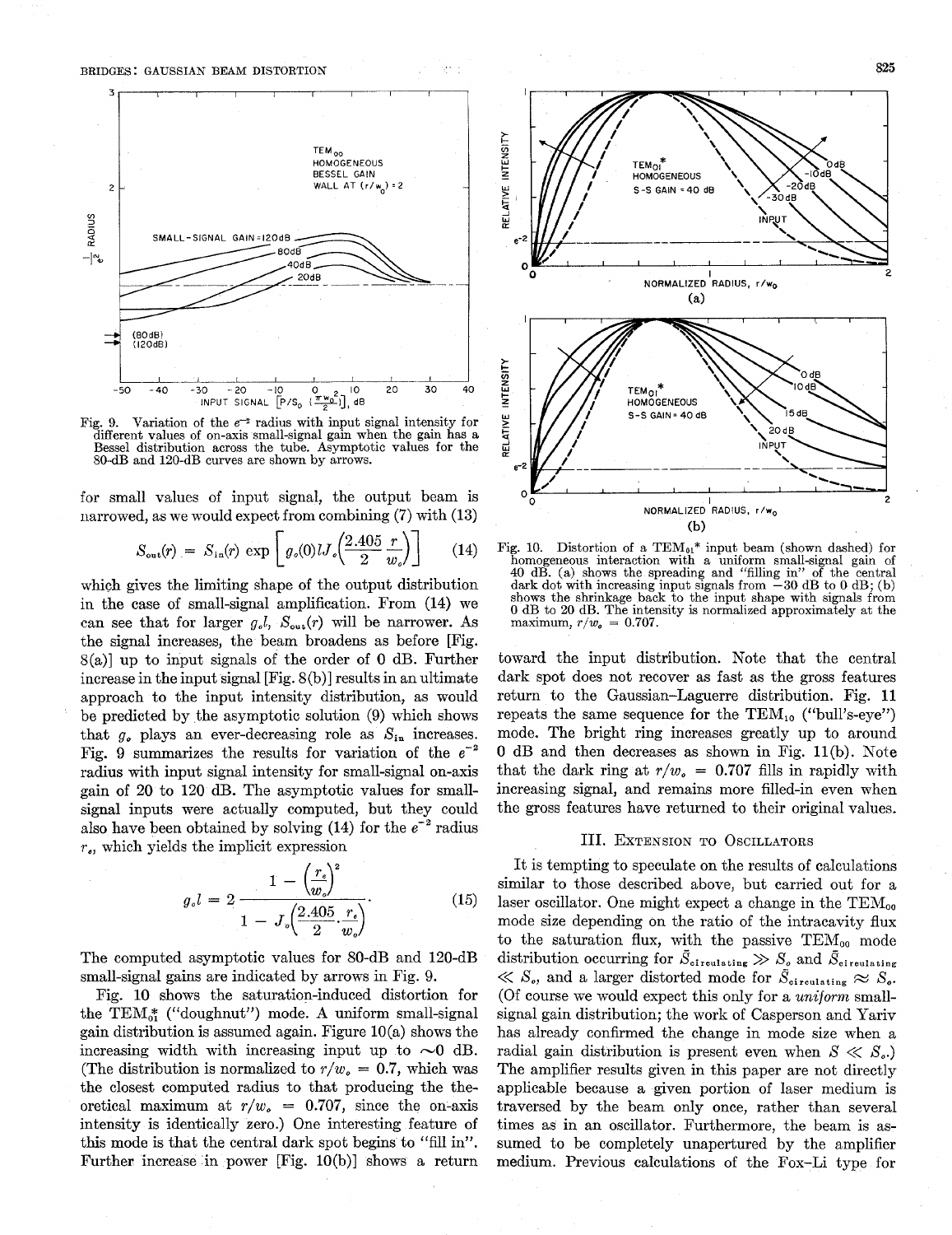Fig. 9. Variation of the $e^{-2}$ radius with input signal intensity for different values of on-axis small-signal gain when the gain has a Bessel distribution across the tube. Asymptotic values for the 80-dB and 120-dB curves are shown by arrows.

for small values of input signal, the output beam is narrowed, as we would expect from combining (7) with (13)

$$S_{out}(r) = S_{in}(r) \exp \left[ g_o(0) l J_o\left(\frac{2.405}{2} \frac{r}{w_o}\right)\right] \tag{14}$$

which gives the limiting shape of the output distribution in the case of small-signal amplification. From (14) we can see that for larger $g_o l$, $S_{out}(r)$ will be narrower. As the signal increases, the beam broadens as before [Fig. 8(a)] up to input signals of the order of 0 dB. Further increase in the input signal [Fig. 8(b)] results in an ultimate approach to the input intensity distribution, as would be predicted by the asymptotic solution (9) which shows that $g_o$ plays an ever-decreasing role as $S_{in}$ increases. Fig. 9 summarizes the results for variation of the $e^{-2}$ radius with input signal intensity for small-signal on-axis gain of 20 to 120 dB. The asymptotic values for small-signal inputs were actually computed, but they could also have been obtained by solving (14) for the $e^{-2}$ radius $r_e$, which yields the implicit expression

$$g_o l = 2 \frac{1 - \left(\frac{r_e}{w_o}\right)^2}{1 - J_o\left(\frac{2.405}{2} \frac{r_e}{w_o}\right)}. \tag{15}$$

The computed asymptotic values for 80-dB and 120-dB small-signal gains are indicated by arrows in Fig. 9.

Fig. 10 shows the saturation-induced distortion for the $\text{TEM}_{01}^*$ ("doughnut") mode. A uniform small-signal gain distribution is assumed again. Figure 10(a) shows the increasing width with increasing input up to ~0 dB. (The distribution is normalized to $r/w_o = 0.7$, which was the closest computed radius to that producing the theoretical maximum at $r/w_o = 0.707$, since the on-axis intensity is identically zero.) One interesting feature of this mode is that the central dark spot begins to "fill in". Further increase in power [Fig. 10(b)] shows a return toward the input distribution. Note that the central dark spot does not recover as fast as the gross features return to the Gaussian–Laguerre distribution. Fig. 11 repeats the same sequence for the $\text{TEM}_{10}$ ("bull's-eye") mode. The bright ring increases greatly up to around 0 dB and then decreases as shown in Fig. 11(b). Note that the dark ring at $r/w_o = 0.707$ fills in rapidly with increasing signal, and remains more filled-in even when the gross features have returned to their original values.

Fig. 10. Distortion of a $\text{TEM}_{01}^*$ input beam (shown dashed) for homogeneous interaction with a uniform small-signal gain of 40 dB. (a) shows the spreading and "filling in" of the central dark dot with increasing input signals from −30 dB to 0 dB; (b) shows the shrinkage back to the input shape with signals from 0 dB to 20 dB. The intensity is normalized approximately at the maximum, $r/w_o = 0.707$.

## III. Extension to Oscillators

It is tempting to speculate on the results of calculations similar to those described above, but carried out for a laser oscillator. One might expect a change in the $\text{TEM}_{00}$ mode size depending on the ratio of the intracavity flux to the saturation flux, with the passive $\text{TEM}_{00}$ mode distribution occurring for $\bar{S}_{circulating} \gg S_o$ and $\bar{S}_{circulating} \ll S_o$, and a larger distorted mode for $\bar{S}_{circulating} \approx S_o$. (Of course we would expect this only for a *uniform* small-signal gain distribution; the work of Casperson and Yariv has already confirmed the change in mode size when a radial gain distribution is present even when $S \ll S_o$.) The amplifier results given in this paper are not directly applicable because a given portion of laser medium is traversed by the beam only once, rather than several times as in an oscillator. Furthermore, the beam is assumed to be completely unapertured by the amplifier medium. Previous calculations of the Fox–Li type for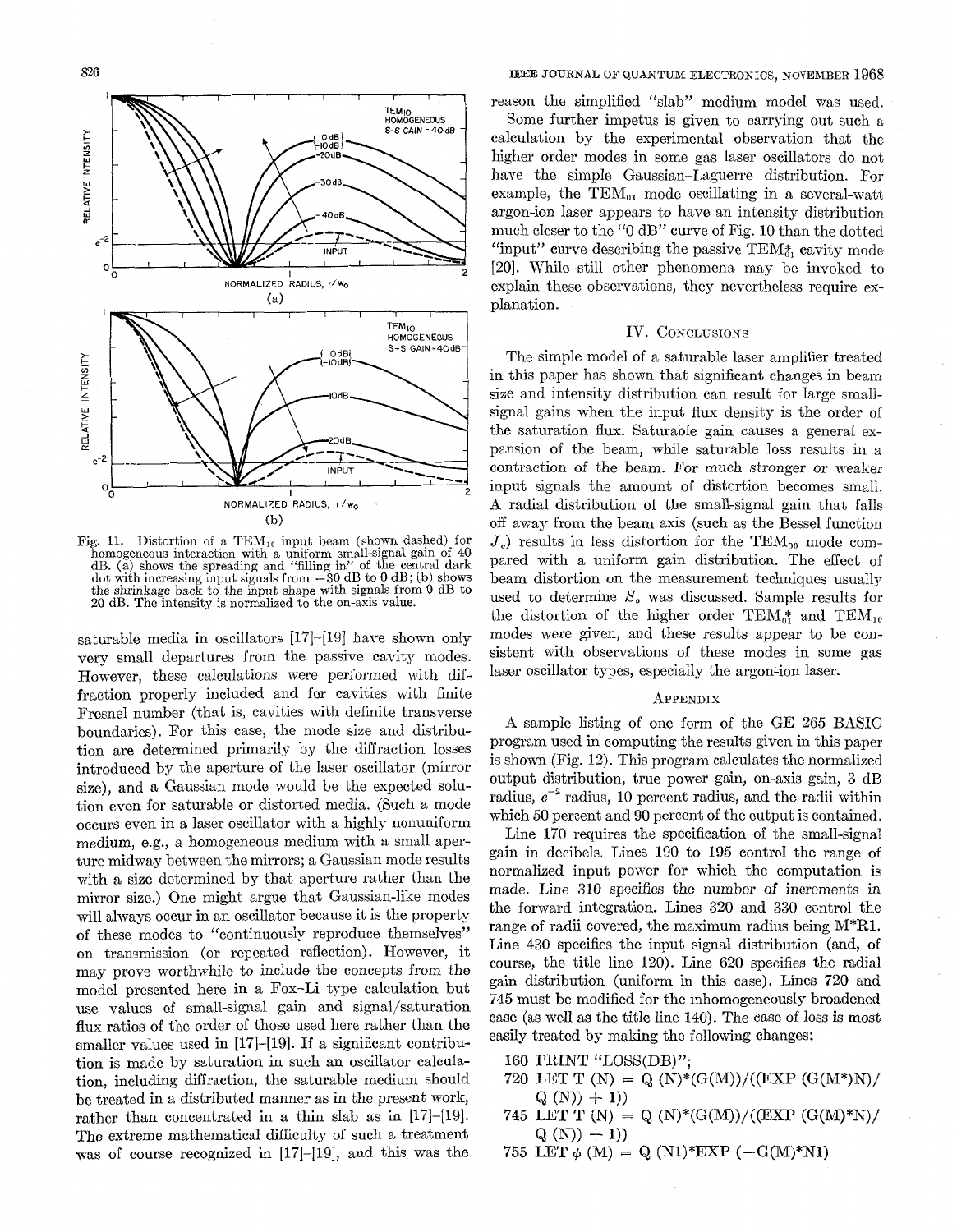Fig. 11. Distortion of a $TEM_{10}$ input beam (shown dashed) for homogeneous interaction with a uniform small-signal gain of 40 dB. (a) shows the spreading and "filling in" of the central dark dot with increasing input signals from −30 dB to 0 dB; (b) shows the shrinkage back to the input shape with signals from 0 dB to 20 dB. The intensity is normalized to the on-axis value.

saturable media in oscillators [17]–[19] have shown only very small departures from the passive cavity modes. However, these calculations were performed with diffraction properly included and for cavities with finite Fresnel number (that is, cavities with definite transverse boundaries). For this case, the mode size and distribution are determined primarily by the diffraction losses introduced by the aperture of the laser oscillator (mirror size), and a Gaussian mode would be the expected solution even for saturable or distorted media. (Such a mode occurs even in a laser oscillator with a highly nonuniform medium, e.g., a homogeneous medium with a small aperture midway between the mirrors; a Gaussian mode results with a size determined by that aperture rather than the mirror size.) One might argue that Gaussian-like modes will always occur in an oscillator because it is the property of these modes to "continuously reproduce themselves" on transmission (or repeated reflection). However, it may prove worthwhile to include the concepts from the model presented here in a Fox–Li type calculation but use values of small-signal gain and signal/saturation flux ratios of the order of those used here rather than the smaller values used in [17]–[19]. If a significant contribution is made by saturation in such an oscillator calculation, including diffraction, the saturable medium should be treated in a distributed manner as in the present work, rather than concentrated in a thin slab as in [17]–[19]. The extreme mathematical difficulty of such a treatment was of course recognized in [17]–[19], and this was the reason the simplified "slab" medium model was used.

Some further impetus is given to carrying out such a calculation by the experimental observation that the higher order modes in some gas laser oscillators do not have the simple Gaussian–Laguerre distribution. For example, the $TEM_{01}$ mode oscillating in a several-watt argon-ion laser appears to have an intensity distribution much closer to the "0 dB" curve of Fig. 10 than the dotted "input" curve describing the passive $TEM_{01}^{*}$ cavity mode [20]. While still other phenomena may be invoked to explain these observations, they nevertheless require explanation.

## IV. Conclusions

The simple model of a saturable laser amplifier treated in this paper has shown that significant changes in beam size and intensity distribution can result for large small-signal gains when the input flux density is the order of the saturation flux. Saturable gain causes a general expansion of the beam, while saturable loss results in a contraction of the beam. For much stronger or weaker input signals the amount of distortion becomes small. A radial distribution of the small-signal gain that falls off away from the beam axis (such as the Bessel function $J_o$) results in less distortion for the $TEM_{00}$ mode compared with a uniform gain distribution. The effect of beam distortion on the measurement techniques usually used to determine $S_o$ was discussed. Sample results for the distortion of the higher order $TEM_{01}^{*}$ and $TEM_{10}$ modes were given, and these results appear to be consistent with observations of these modes in some gas laser oscillator types, especially the argon-ion laser.

## Appendix

A sample listing of one form of the GE 265 BASIC program used in computing the results given in this paper is shown (Fig. 12). This program calculates the normalized output distribution, true power gain, on-axis gain, 3 dB radius, $e^{-2}$ radius, 10 percent radius, and the radii within which 50 percent and 90 percent of the output is contained.

Line 170 requires the specification of the small-signal gain in decibels. Lines 190 to 195 control the range of normalized input power for which the computation is made. Line 310 specifies the number of increments in the forward integration. Lines 320 and 330 control the range of radii covered, the maximum radius being M*R1. Line 430 specifies the input signal distribution (and, of course, the title line 120). Line 620 specifies the radial gain distribution (uniform in this case). Lines 720 and 745 must be modified for the inhomogeneously broadened case (as well as the title line 140). The case of loss is most easily treated by making the following changes:

```
160 PRINT "LOSS(DB)";
720 LET T (N) = Q (N)*(G(M))/((EXP (G(M*)N)/
    Q (N)) + 1))
745 LET T (N) = Q (N)*(G(M))/((EXP (G(M)*N)/
    Q (N)) + 1))
755 LET φ (M) = Q (N1)*EXP (−G(M)*N1)
```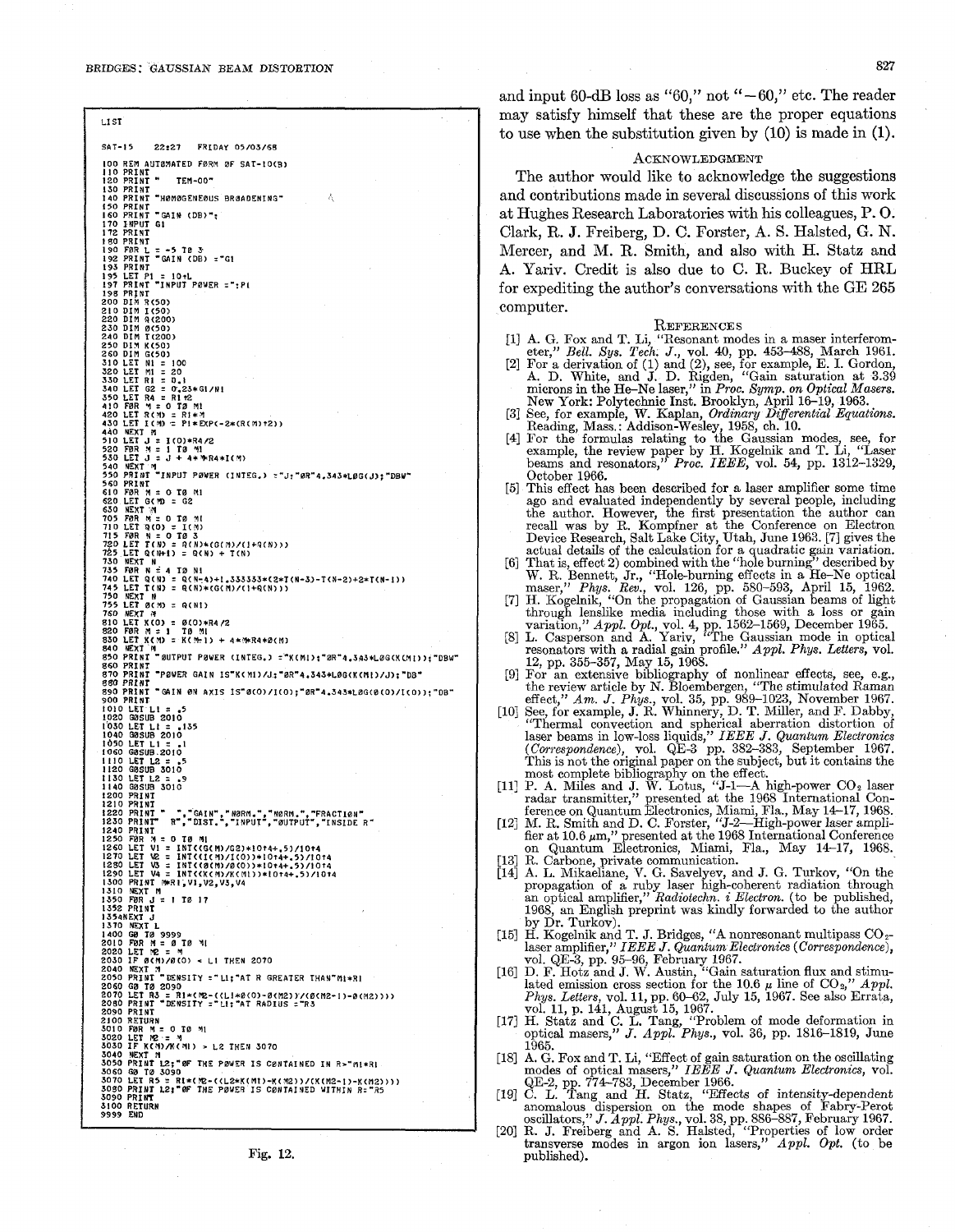```
LIST

SAT-15    22:27    FRIDAY 05/03/68

100 REM AUTOMATED FORM OF SAT-10(B)
110 PRINT
120 PRINT "    TEM-00"
130 PRINT
140 PRINT "HOMOGENEOUS BROADENING"
150 PRINT
160 PRINT "GAIN (DB)";
170 INPUT G1
172 PRINT
180 PRINT
190 FOR L = -5 TO 3
192 PRINT "GAIN (DB) ="G1
193 PRINT
195 LET P1 = 10↑L
197 PRINT "INPUT POWER =";P1
198 PRINT
200 DIM R(50)
210 DIM I(50)
220 DIM Q(200)
230 DIM O(50)
240 DIM T(200)
250 DIM K(50)
260 DIM G(50)
310 LET N1 = 100
320 LET M1 = 20
330 LET R1 = 0.1
340 LET G2 = 0.23*G1/N1
350 LET R4 = R1↑2
410 FOR M = 0 TO M1
420 LET R(M) = R1*M
430 LET I(M) = P1*EXP(-2*(R(M)↑2))
440 NEXT M
510 LET J = I(0)*R4/2
520 FOR M = 1 TO M1
530 LET J = J + 4*M*R4*I(M)
540 NEXT M
550 PRINT "INPUT POWER (INTEG.) =";J;"OR"4.343*LOG(J);"DBW"
560 PRINT
610 FOR M = 0 TO M1
620 LET G(M) = G2
630 NEXT M
705 FOR M = 0 TO M1
710 LET Q(0) = I(M)
715 FOR N = 0 TO 3
720 LET T(N) = Q(N)*(G(M)/(1+Q(N)))
725 LET Q(N+1) = Q(N) + T(N)
730 NEXT N
735 FOR N = 4 TO N1
740 LET Q(N) = Q(N-4)+1.333333*(2*T(N-3)-T(N-2)+2*T(N-1))
745 LET T(N) = Q(N)*(G(M)/(1+Q(N)))
750 NEXT N
755 LET O(M) = Q(N1)
760 NEXT M
810 LET K(0) = O(0)*R4/2
820 FOR M = 1   TO M1
830 LET K(M) = K(M-1) + 4*M*R4*O(M)
840 NEXT M
850 PRINT "OUTPUT POWER (INTEG.) ="K(M1);"OR"4.343*LOG(K(M1));"DBW"
860 PRINT
870 PRINT "POWER GAIN IS"K(M1)/J;"OR"4.343*LOG(K(M1)/J);"DB"
880 PRINT
890 PRINT "GAIN ON AXIS IS"O(0)/I(0);"OR"4.343*LOG(O(0)/I(0));"DB"
900 PRINT
1010 LET L1 = .5
1020 GOSUB 2010
1030 LET L1 = .135
1040 GOSUB 2010
1050 LET L1 = .1
1060 GOSUB 2010
1110 LET L2 = .5
1120 GOSUB 3010
1130 LET L2 = .9
1140 GOSUB 3010
1200 PRINT
1210 PRINT
1220 PRINT "  ","GAIN","NORM.","NORM.","FRACTION"
1230 PRINT"  R","DIST.","INPUT","OUTPUT","INSIDE R"
1240 PRINT
1250 FOR M = 0 TO M1
1260 LET V1 = INT((G(M)/G2)*10↑4+.5)/10↑4
1270 LET V2 = INT((I(M)/I(0))*10↑4+.5)/10↑4
1280 LET V3 = INT((O(M)/O(0))*10↑4+.5)/10↑4
1290 LET V4 = INT((K(M)/K(M1))*10↑4+.5)/10↑4
1300 PRINT M*R1,V1,V2,V3,V4
1310 NEXT M
1350 FOR J = 1 TO 17
1352 PRINT
1354NEXT J
1370 NEXT L
1400 GO TO 9999
2010 FOR M = 0 TO M1
2020 LET M2 = M
2030 IF O(M)/O(0) < L1 THEN 2070
2040 NEXT M
2050 PRINT "DENSITY =";L1;"AT R GREATER THAN"M1*R1
2060 GO TO 2090
2070 LET R3 = R1*(M2-((L1*O(0)-O(M2))/(O(M2-1)-O(M2))))
2080 PRINT "DENSITY =";L1;"AT RADIUS ="R3
2090 PRINT
2100 RETURN
3010 FOR M = 0 TO M1
3020 LET M2 = M
3030 IF K(M)/K(M1) > L2 THEN 3070
3040 NEXT M
3050 PRINT L2;"OF THE POWER IS CONTAINED IN R>"M1*R1
3060 GO TO 3090
3070 LET R5 = R1*(M2-((L2*K(M1)-K(M2))/(K(M2-1)-K(M2))))
3080 PRINT L2;"OF THE POWER IS CONTAINED WITHIN R="R5
3090 PRINT
3100 RETURN
9999 END
```

Fig. 12.

and input 60-dB loss as "60," not "−60," etc. The reader may satisfy himself that these are the proper equations to use when the substitution given by (10) is made in (1).

## Acknowledgment

The author would like to acknowledge the suggestions and contributions made in several discussions of this work at Hughes Research Laboratories with his colleagues, P. O. Clark, R. J. Freiberg, D. C. Forster, A. S. Halsted, G. N. Mercer, and M. R. Smith, and also with H. Statz and A. Yariv. Credit is also due to C. R. Buckey of HRL for expediting the author's conversations with the GE 265 computer.

## References

[1] A. G. Fox and T. Li, "Resonant modes in a maser interferometer," *Bell. Sys. Tech. J.*, vol. 40, pp. 453–488, March 1961.

[2] For a derivation of (1) and (2), see, for example, E. I. Gordon, A. D. White, and J. D. Rigden, "Gain saturation at 3.39 microns in the He–Ne laser," in *Proc. Symp. on Optical Masers.* New York: Polytechnic Inst. Brooklyn, April 16–19, 1963.

[3] See, for example, W. Kaplan, *Ordinary Differential Equations.* Reading, Mass.: Addison-Wesley, 1958, ch. 10.

[4] For the formulas relating to the Gaussian modes, see, for example, the review paper by H. Kogelnik and T. Li, "Laser beams and resonators," *Proc. IEEE*, vol. 54, pp. 1312–1329, October 1966.

[5] This effect has been described for a laser amplifier some time ago and evaluated independently by several people, including the author. However, the first presentation the author can recall was by R. Kompfner at the Conference on Electron Device Research, Salt Lake City, Utah, June 1963. [7] gives the actual details of the calculation for a quadratic gain variation.

[6] That is, effect 2) combined with the "hole burning" described by W. R. Bennett, Jr., "Hole-burning effects in a He–Ne optical maser," *Phys. Rev.*, vol. 126, pp. 580–593, April 15, 1962.

[7] H. Kogelnik, "On the propagation of Gaussian beams of light through lenslike media including those with a loss or gain variation," *Appl. Opt.*, vol. 4, pp. 1562–1569, December 1965.

[8] L. Casperson and A. Yariv, "The Gaussian mode in optical resonators with a radial gain profile," *Appl. Phys. Letters*, vol. 12, pp. 355–357, May 15, 1968.

[9] For an extensive bibliography of nonlinear effects, see, e.g., the review article by N. Bloembergen, "The stimulated Raman effect," *Am. J. Phys.*, vol. 35, pp. 989–1023, November 1967.

[10] See, for example, J. R. Whinnery, D. T. Miller, and F. Dabby, "Thermal convection and spherical aberration distortion of laser beams in low-loss liquids," *IEEE J. Quantum Electronics (Correspondence)*, vol. QE-3 pp. 382–383, September 1967. This is not the original paper on the subject, but it contains the most complete bibliography on the effect.

[11] P. A. Miles and J. W. Lotus, "J-1—A high-power $CO_2$ laser radar transmitter," presented at the 1968 International Conference on Quantum Electronics, Miami, Fla., May 14–17, 1968.

[12] M. R. Smith and D. C. Forster, "J-2—High-power laser amplifier at 10.6 $\mu$m," presented at the 1968 International Conference on Quantum Electronics, Miami, Fla., May 14–17, 1968.

[13] R. Carbone, private communication.

[14] A. L. Mikaeliane, V. G. Savelyev, and J. G. Turkov, "On the propagation of a ruby laser high-coherent radiation through an optical amplifier," *Radiotechn. i Electron.* (to be published, 1968, an English preprint was kindly forwarded to the author by Dr. Turkov).

[15] H. Kogelnik and T. J. Bridges, "A nonresonant multipass $CO_2$-laser amplifier," *IEEE J. Quantum Electronics (Correspondence)*, vol. QE-3, pp. 95–96, February 1967.

[16] D. F. Hotz and J. W. Austin, "Gain saturation flux and stimulated emission cross section for the 10.6 $\mu$ line of $CO_2$," *Appl. Phys. Letters*, vol. 11, pp. 60–62, July 15, 1967. See also Errata, vol. 11, p. 141, August 15, 1967.

[17] H. Statz and C. L. Tang, "Problem of mode deformation in optical masers," *J. Appl. Phys.*, vol. 36, pp. 1816–1819, June 1965.

[18] A. G. Fox and T. Li, "Effect of gain saturation on the oscillating modes of optical masers," *IEEE J. Quantum Electronics*, vol. QE-2, pp. 774–783, December 1966.

[19] C. L. Tang and H. Statz, "Effects of intensity-dependent anomalous dispersion on the mode shapes of Fabry-Perot oscillators," *J. Appl. Phys.*, vol. 38, pp. 886–887, February 1967.

[20] R. J. Freiberg and A. S. Halsted, "Properties of low order transverse modes in argon ion lasers," *Appl. Opt.* (to be published).